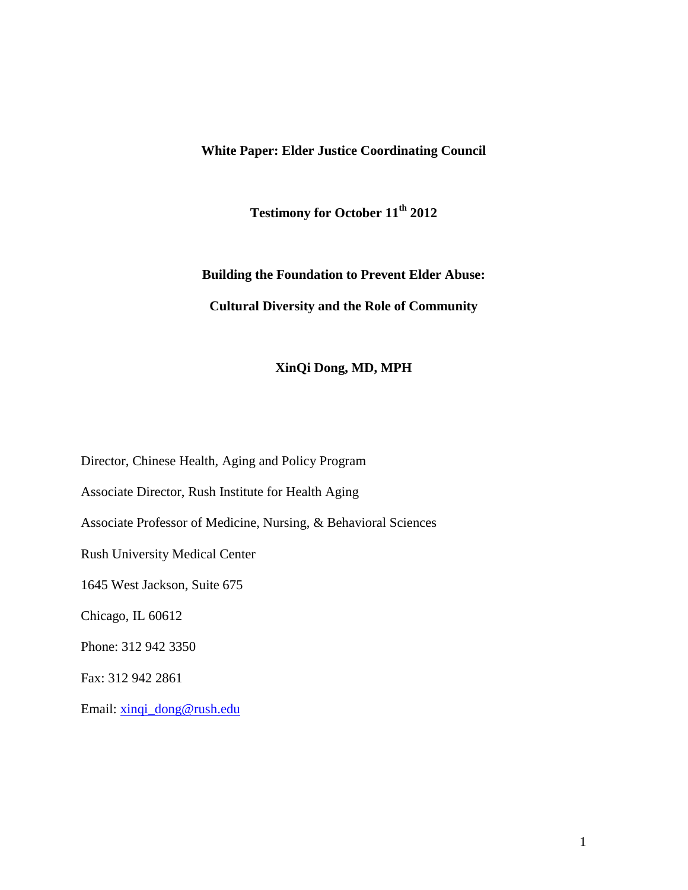**White Paper: Elder Justice Coordinating Council**

**Testimony for October 11th 2012**

**Building the Foundation to Prevent Elder Abuse:**

**Cultural Diversity and the Role of Community**

**XinQi Dong, MD, MPH**

Director, Chinese Health, Aging and Policy Program

Associate Director, Rush Institute for Health Aging

Associate Professor of Medicine, Nursing, & Behavioral Sciences

Rush University Medical Center

1645 West Jackson, Suite 675

Chicago, IL 60612

Phone: 312 942 3350

Fax: 312 942 2861

Email: xinqi_dong@rush.edu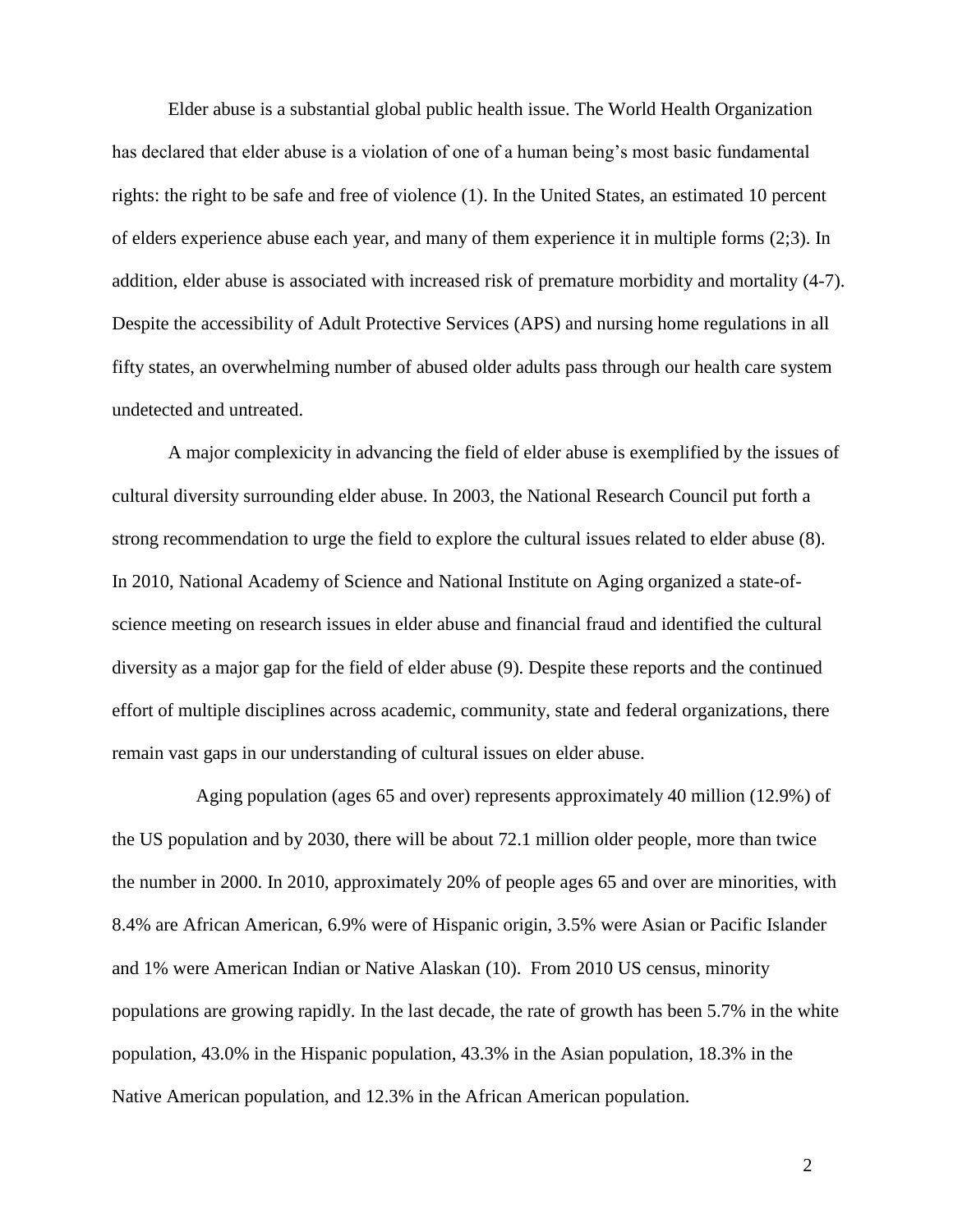Elder abuse is a substantial global public health issue. The World Health Organization has declared that elder abuse is a violation of one of a human being's most basic fundamental rights: the right to be safe and free of violence (1). In the United States, an estimated 10 percent of elders experience abuse each year, and many of them experience it in multiple forms (2;3). In addition, elder abuse is associated with increased risk of premature morbidity and mortality (4-7). Despite the accessibility of Adult Protective Services (APS) and nursing home regulations in all fifty states, an overwhelming number of abused older adults pass through our health care system undetected and untreated.

A major complexicity in advancing the field of elder abuse is exemplified by the issues of cultural diversity surrounding elder abuse. In 2003, the National Research Council put forth a strong recommendation to urge the field to explore the cultural issues related to elder abuse (8). In 2010, National Academy of Science and National Institute on Aging organized a state-of-science meeting on research issues in elder abuse and financial fraud and identified the cultural diversity as a major gap for the field of elder abuse (9). Despite these reports and the continued effort of multiple disciplines across academic, community, state and federal organizations, there remain vast gaps in our understanding of cultural issues on elder abuse.

Aging population (ages 65 and over) represents approximately 40 million (12.9%) of the US population and by 2030, there will be about 72.1 million older people, more than twice the number in 2000. In 2010, approximately 20% of people ages 65 and over are minorities, with 8.4% are African American, 6.9% were of Hispanic origin, 3.5% were Asian or Pacific Islander and 1% were American Indian or Native Alaskan (10). From 2010 US census, minority populations are growing rapidly. In the last decade, the rate of growth has been 5.7% in the white population, 43.0% in the Hispanic population, 43.3% in the Asian population, 18.3% in the Native American population, and 12.3% in the African American population.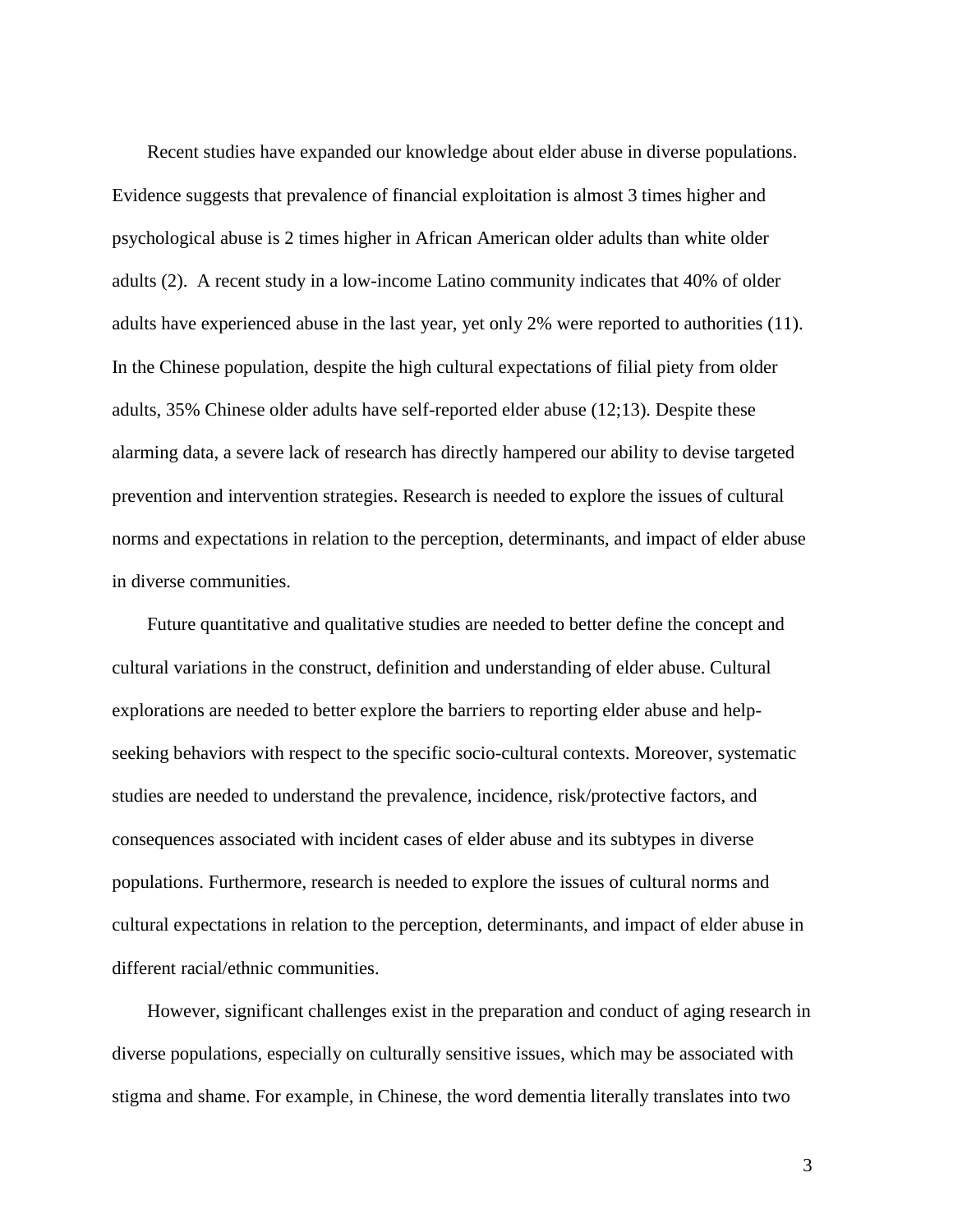Recent studies have expanded our knowledge about elder abuse in diverse populations. Evidence suggests that prevalence of financial exploitation is almost 3 times higher and psychological abuse is 2 times higher in African American older adults than white older adults (2). A recent study in a low-income Latino community indicates that 40% of older adults have experienced abuse in the last year, yet only 2% were reported to authorities (11). In the Chinese population, despite the high cultural expectations of filial piety from older adults, 35% Chinese older adults have self-reported elder abuse (12;13). Despite these alarming data, a severe lack of research has directly hampered our ability to devise targeted prevention and intervention strategies. Research is needed to explore the issues of cultural norms and expectations in relation to the perception, determinants, and impact of elder abuse in diverse communities.

Future quantitative and qualitative studies are needed to better define the concept and cultural variations in the construct, definition and understanding of elder abuse. Cultural explorations are needed to better explore the barriers to reporting elder abuse and help-seeking behaviors with respect to the specific socio-cultural contexts. Moreover, systematic studies are needed to understand the prevalence, incidence, risk/protective factors, and consequences associated with incident cases of elder abuse and its subtypes in diverse populations. Furthermore, research is needed to explore the issues of cultural norms and cultural expectations in relation to the perception, determinants, and impact of elder abuse in different racial/ethnic communities.

However, significant challenges exist in the preparation and conduct of aging research in diverse populations, especially on culturally sensitive issues, which may be associated with stigma and shame. For example, in Chinese, the word dementia literally translates into two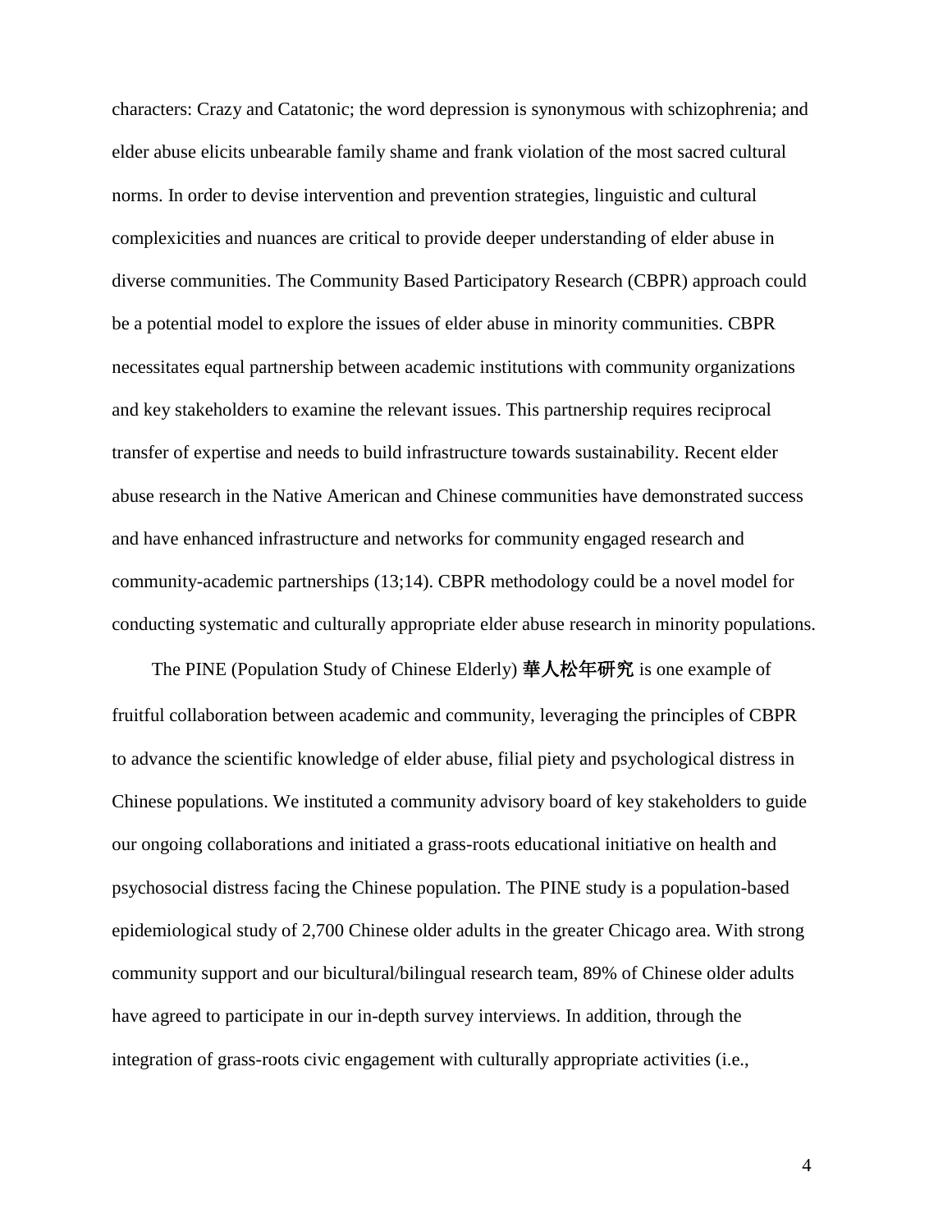characters: Crazy and Catatonic; the word depression is synonymous with schizophrenia; and elder abuse elicits unbearable family shame and frank violation of the most sacred cultural norms. In order to devise intervention and prevention strategies, linguistic and cultural complexicities and nuances are critical to provide deeper understanding of elder abuse in diverse communities. The Community Based Participatory Research (CBPR) approach could be a potential model to explore the issues of elder abuse in minority communities. CBPR necessitates equal partnership between academic institutions with community organizations and key stakeholders to examine the relevant issues. This partnership requires reciprocal transfer of expertise and needs to build infrastructure towards sustainability. Recent elder abuse research in the Native American and Chinese communities have demonstrated success and have enhanced infrastructure and networks for community engaged research and community-academic partnerships (13;14). CBPR methodology could be a novel model for conducting systematic and culturally appropriate elder abuse research in minority populations.

The PINE (Population Study of Chinese Elderly) **華人松年研究** is one example of fruitful collaboration between academic and community, leveraging the principles of CBPR to advance the scientific knowledge of elder abuse, filial piety and psychological distress in Chinese populations. We instituted a community advisory board of key stakeholders to guide our ongoing collaborations and initiated a grass-roots educational initiative on health and psychosocial distress facing the Chinese population. The PINE study is a population-based epidemiological study of 2,700 Chinese older adults in the greater Chicago area. With strong community support and our bicultural/bilingual research team, 89% of Chinese older adults have agreed to participate in our in-depth survey interviews. In addition, through the integration of grass-roots civic engagement with culturally appropriate activities (i.e.,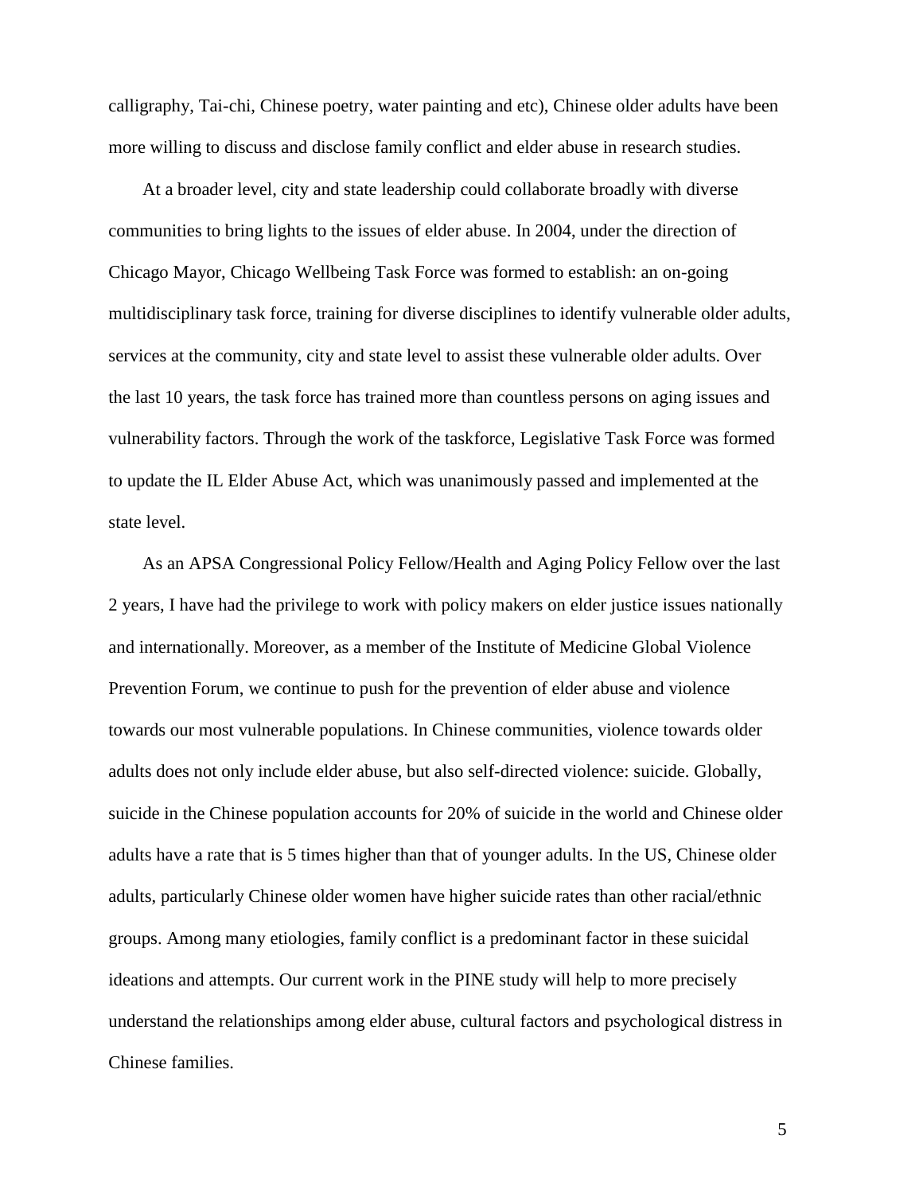calligraphy, Tai-chi, Chinese poetry, water painting and etc), Chinese older adults have been more willing to discuss and disclose family conflict and elder abuse in research studies.

At a broader level, city and state leadership could collaborate broadly with diverse communities to bring lights to the issues of elder abuse. In 2004, under the direction of Chicago Mayor, Chicago Wellbeing Task Force was formed to establish: an on-going multidisciplinary task force, training for diverse disciplines to identify vulnerable older adults, services at the community, city and state level to assist these vulnerable older adults. Over the last 10 years, the task force has trained more than countless persons on aging issues and vulnerability factors. Through the work of the taskforce, Legislative Task Force was formed to update the IL Elder Abuse Act, which was unanimously passed and implemented at the state level.

As an APSA Congressional Policy Fellow/Health and Aging Policy Fellow over the last 2 years, I have had the privilege to work with policy makers on elder justice issues nationally and internationally. Moreover, as a member of the Institute of Medicine Global Violence Prevention Forum, we continue to push for the prevention of elder abuse and violence towards our most vulnerable populations. In Chinese communities, violence towards older adults does not only include elder abuse, but also self-directed violence: suicide. Globally, suicide in the Chinese population accounts for 20% of suicide in the world and Chinese older adults have a rate that is 5 times higher than that of younger adults. In the US, Chinese older adults, particularly Chinese older women have higher suicide rates than other racial/ethnic groups. Among many etiologies, family conflict is a predominant factor in these suicidal ideations and attempts. Our current work in the PINE study will help to more precisely understand the relationships among elder abuse, cultural factors and psychological distress in Chinese families.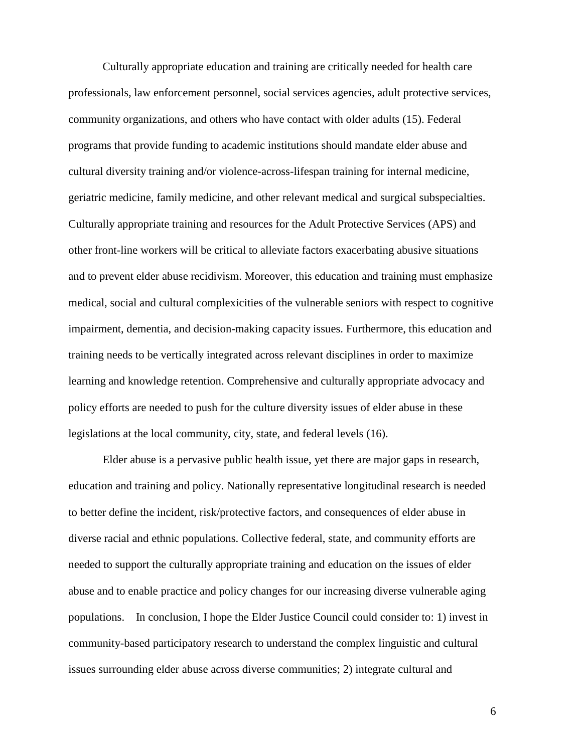Culturally appropriate education and training are critically needed for health care professionals, law enforcement personnel, social services agencies, adult protective services, community organizations, and others who have contact with older adults (15). Federal programs that provide funding to academic institutions should mandate elder abuse and cultural diversity training and/or violence-across-lifespan training for internal medicine, geriatric medicine, family medicine, and other relevant medical and surgical subspecialties. Culturally appropriate training and resources for the Adult Protective Services (APS) and other front-line workers will be critical to alleviate factors exacerbating abusive situations and to prevent elder abuse recidivism. Moreover, this education and training must emphasize medical, social and cultural complexicities of the vulnerable seniors with respect to cognitive impairment, dementia, and decision-making capacity issues. Furthermore, this education and training needs to be vertically integrated across relevant disciplines in order to maximize learning and knowledge retention. Comprehensive and culturally appropriate advocacy and policy efforts are needed to push for the culture diversity issues of elder abuse in these legislations at the local community, city, state, and federal levels (16).

Elder abuse is a pervasive public health issue, yet there are major gaps in research, education and training and policy. Nationally representative longitudinal research is needed to better define the incident, risk/protective factors, and consequences of elder abuse in diverse racial and ethnic populations. Collective federal, state, and community efforts are needed to support the culturally appropriate training and education on the issues of elder abuse and to enable practice and policy changes for our increasing diverse vulnerable aging populations. In conclusion, I hope the Elder Justice Council could consider to: 1) invest in community-based participatory research to understand the complex linguistic and cultural issues surrounding elder abuse across diverse communities; 2) integrate cultural and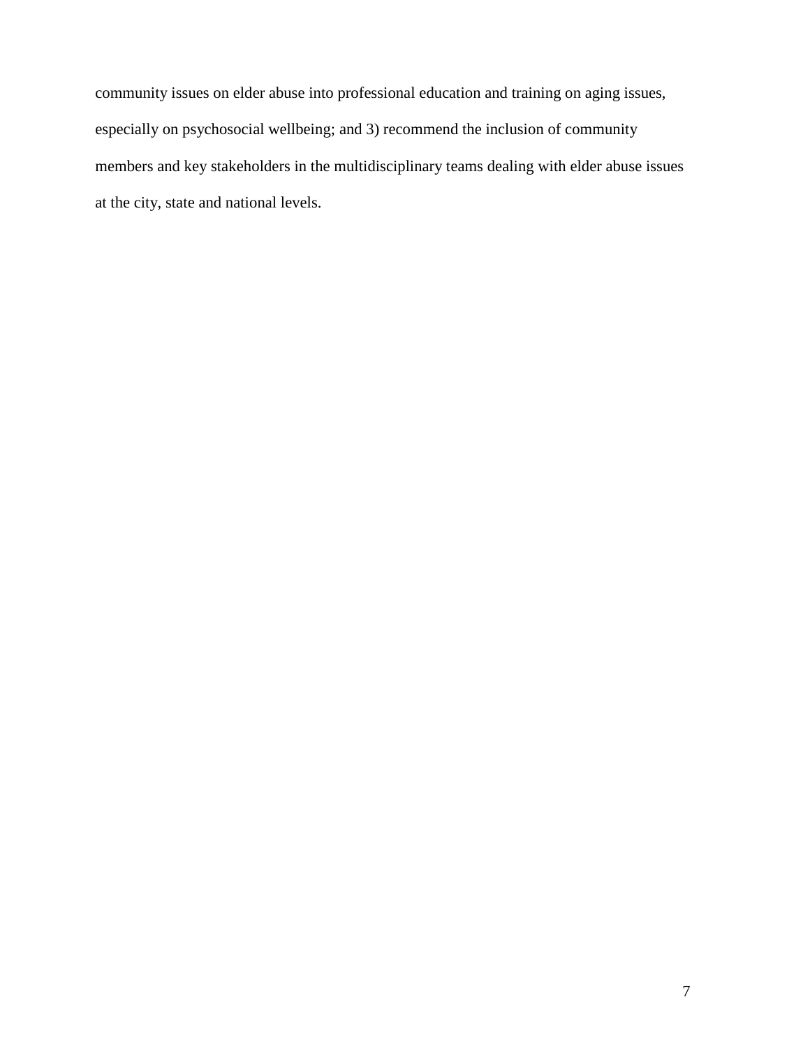community issues on elder abuse into professional education and training on aging issues, especially on psychosocial wellbeing; and 3) recommend the inclusion of community members and key stakeholders in the multidisciplinary teams dealing with elder abuse issues at the city, state and national levels.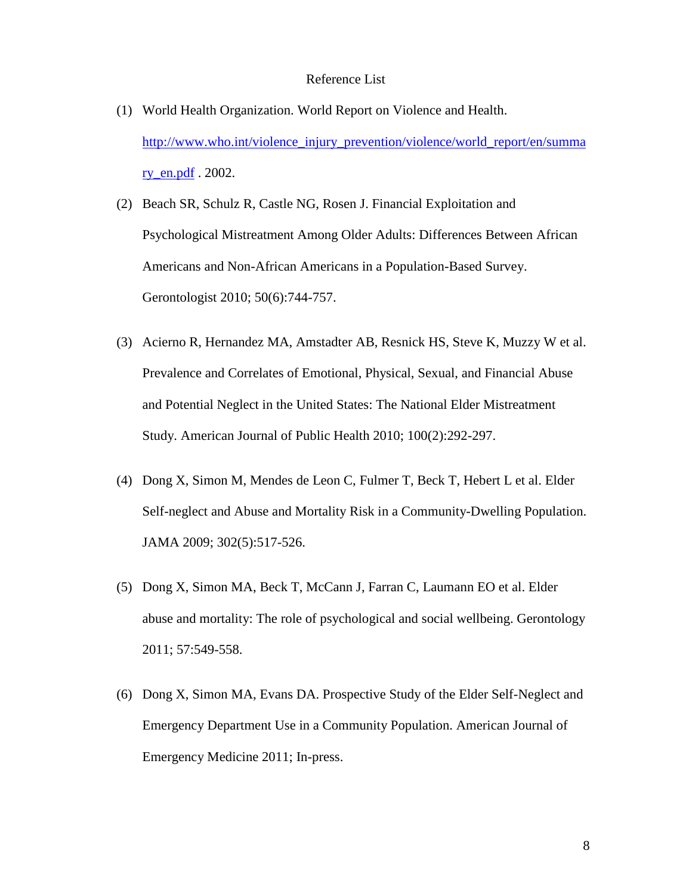# Reference List

(1) World Health Organization. World Report on Violence and Health. http://www.who.int/violence_injury_prevention/violence/world_report/en/summary_en.pdf . 2002.

(2) Beach SR, Schulz R, Castle NG, Rosen J. Financial Exploitation and Psychological Mistreatment Among Older Adults: Differences Between African Americans and Non-African Americans in a Population-Based Survey. Gerontologist 2010; 50(6):744-757.

(3) Acierno R, Hernandez MA, Amstadter AB, Resnick HS, Steve K, Muzzy W et al. Prevalence and Correlates of Emotional, Physical, Sexual, and Financial Abuse and Potential Neglect in the United States: The National Elder Mistreatment Study. American Journal of Public Health 2010; 100(2):292-297.

(4) Dong X, Simon M, Mendes de Leon C, Fulmer T, Beck T, Hebert L et al. Elder Self-neglect and Abuse and Mortality Risk in a Community-Dwelling Population. JAMA 2009; 302(5):517-526.

(5) Dong X, Simon MA, Beck T, McCann J, Farran C, Laumann EO et al. Elder abuse and mortality: The role of psychological and social wellbeing. Gerontology 2011; 57:549-558.

(6) Dong X, Simon MA, Evans DA. Prospective Study of the Elder Self-Neglect and Emergency Department Use in a Community Population. American Journal of Emergency Medicine 2011; In-press.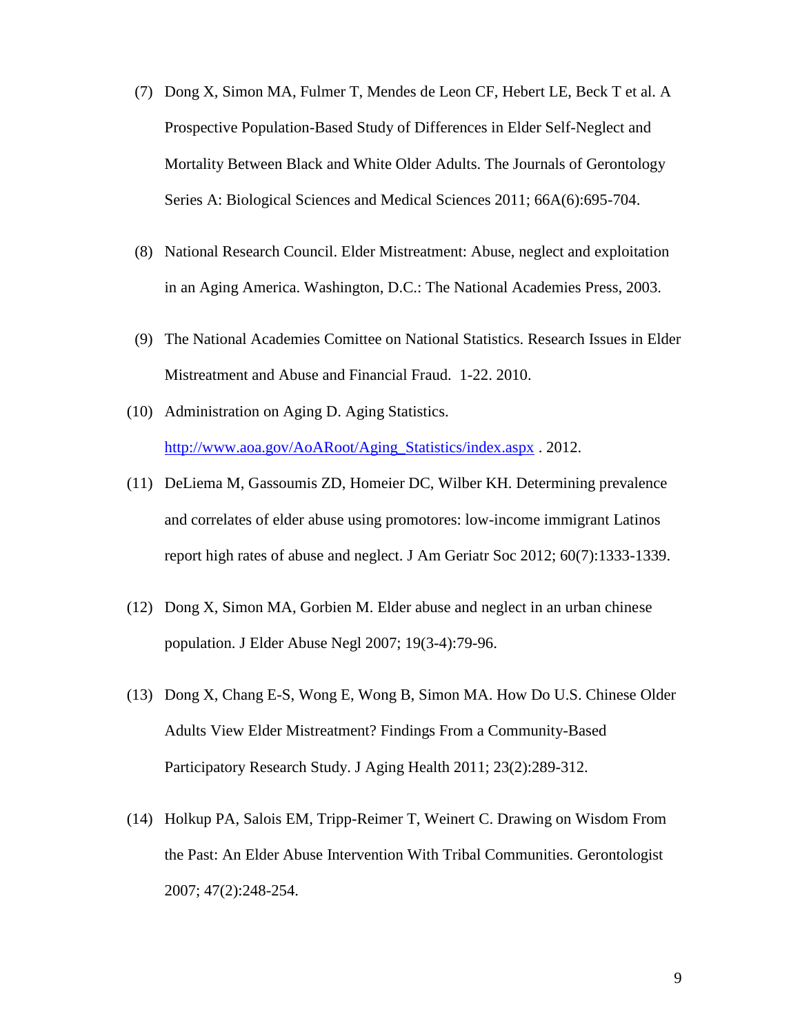(7) Dong X, Simon MA, Fulmer T, Mendes de Leon CF, Hebert LE, Beck T et al. A Prospective Population-Based Study of Differences in Elder Self-Neglect and Mortality Between Black and White Older Adults. The Journals of Gerontology Series A: Biological Sciences and Medical Sciences 2011; 66A(6):695-704.

(8) National Research Council. Elder Mistreatment: Abuse, neglect and exploitation in an Aging America. Washington, D.C.: The National Academies Press, 2003.

(9) The National Academies Comittee on National Statistics. Research Issues in Elder Mistreatment and Abuse and Financial Fraud. 1-22. 2010.

(10) Administration on Aging D. Aging Statistics. http://www.aoa.gov/AoARoot/Aging_Statistics/index.aspx . 2012.

(11) DeLiema M, Gassoumis ZD, Homeier DC, Wilber KH. Determining prevalence and correlates of elder abuse using promotores: low-income immigrant Latinos report high rates of abuse and neglect. J Am Geriatr Soc 2012; 60(7):1333-1339.

(12) Dong X, Simon MA, Gorbien M. Elder abuse and neglect in an urban chinese population. J Elder Abuse Negl 2007; 19(3-4):79-96.

(13) Dong X, Chang E-S, Wong E, Wong B, Simon MA. How Do U.S. Chinese Older Adults View Elder Mistreatment? Findings From a Community-Based Participatory Research Study. J Aging Health 2011; 23(2):289-312.

(14) Holkup PA, Salois EM, Tripp-Reimer T, Weinert C. Drawing on Wisdom From the Past: An Elder Abuse Intervention With Tribal Communities. Gerontologist 2007; 47(2):248-254.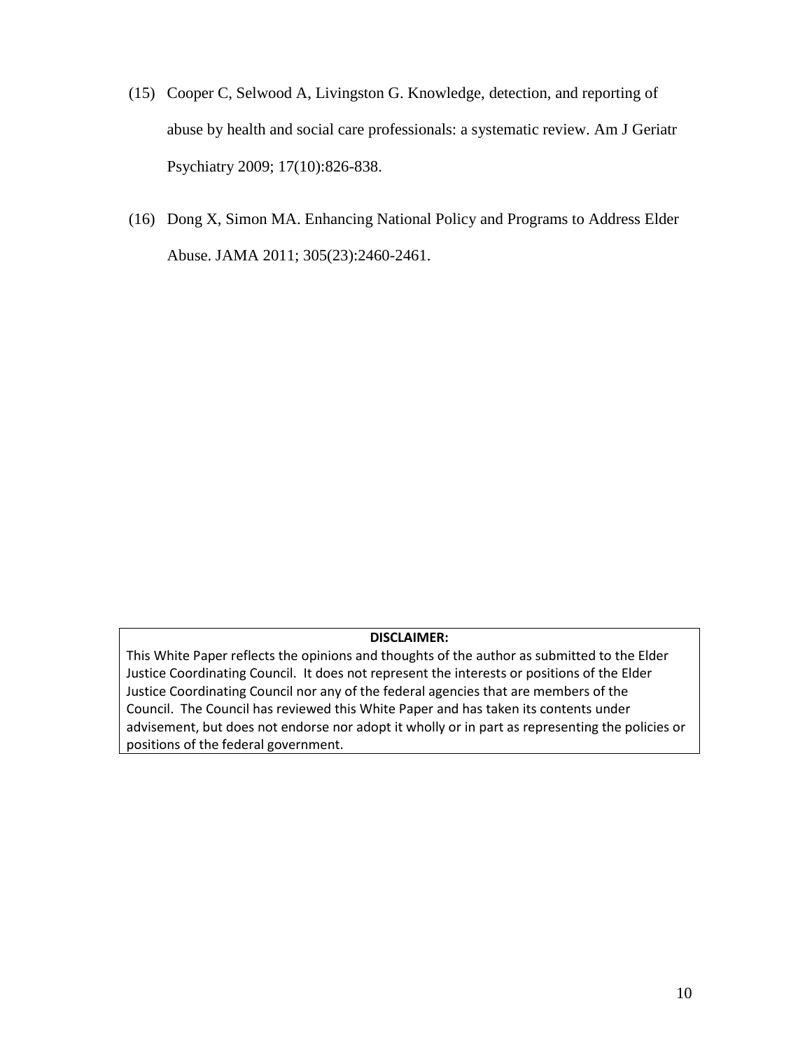(15) Cooper C, Selwood A, Livingston G. Knowledge, detection, and reporting of abuse by health and social care professionals: a systematic review. Am J Geriatr Psychiatry 2009; 17(10):826-838.

(16) Dong X, Simon MA. Enhancing National Policy and Programs to Address Elder Abuse. JAMA 2011; 305(23):2460-2461.

**DISCLAIMER:**

This White Paper reflects the opinions and thoughts of the author as submitted to the Elder Justice Coordinating Council. It does not represent the interests or positions of the Elder Justice Coordinating Council nor any of the federal agencies that are members of the Council. The Council has reviewed this White Paper and has taken its contents under advisement, but does not endorse nor adopt it wholly or in part as representing the policies or positions of the federal government.